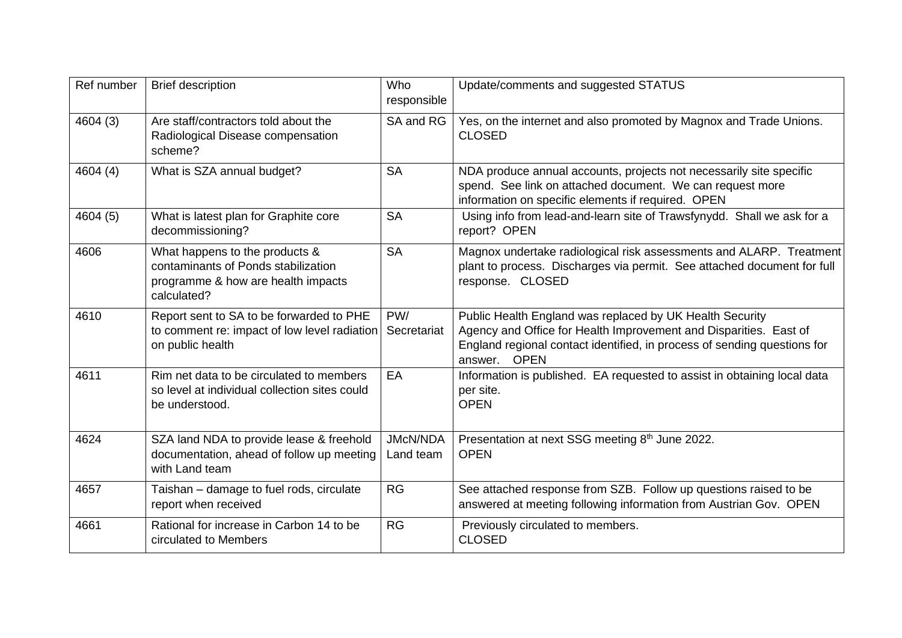| Ref number | Brief description | Who responsible | Update/comments and suggested STATUS |
|---|---|---|---|
| 4604 (3) | Are staff/contractors told about the Radiological Disease compensation scheme? | SA and RG | Yes, on the internet and also promoted by Magnox and Trade Unions. CLOSED |
| 4604 (4) | What is SZA annual budget? | SA | NDA produce annual accounts, projects not necessarily site specific spend. See link on attached document. We can request more information on specific elements if required. OPEN |
| 4604 (5) | What is latest plan for Graphite core decommissioning? | SA | Using info from lead-and-learn site of Trawsfynydd. Shall we ask for a report? OPEN |
| 4606 | What happens to the products & contaminants of Ponds stabilization programme & how are health impacts calculated? | SA | Magnox undertake radiological risk assessments and ALARP. Treatment plant to process. Discharges via permit. See attached document for full response. CLOSED |
| 4610 | Report sent to SA to be forwarded to PHE to comment re: impact of low level radiation on public health | PW/ Secretariat | Public Health England was replaced by UK Health Security Agency and Office for Health Improvement and Disparities. East of England regional contact identified, in process of sending questions for answer. OPEN |
| 4611 | Rim net data to be circulated to members so level at individual collection sites could be understood. | EA | Information is published. EA requested to assist in obtaining local data per site. OPEN |
| 4624 | SZA land NDA to provide lease & freehold documentation, ahead of follow up meeting with Land team | JMcN/NDA Land team | Presentation at next SSG meeting 8th June 2022. OPEN |
| 4657 | Taishan – damage to fuel rods, circulate report when received | RG | See attached response from SZB. Follow up questions raised to be answered at meeting following information from Austrian Gov. OPEN |
| 4661 | Rational for increase in Carbon 14 to be circulated to Members | RG | Previously circulated to members. CLOSED |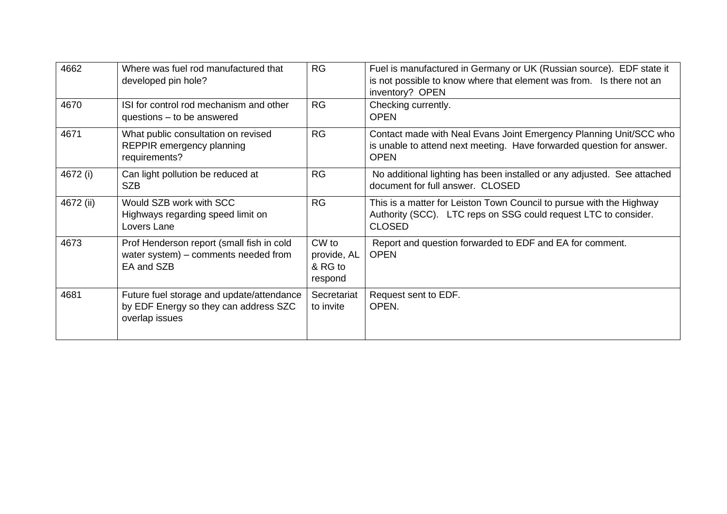| | | | |
|---|---|---|---|
| 4662 | Where was fuel rod manufactured that developed pin hole? | RG | Fuel is manufactured in Germany or UK (Russian source). EDF state it is not possible to know where that element was from. Is there not an inventory? OPEN |
| 4670 | ISI for control rod mechanism and other questions – to be answered | RG | Checking currently.<br>**OPEN** |
| 4671 | What public consultation on revised REPPIR emergency planning requirements? | RG | Contact made with Neal Evans Joint Emergency Planning Unit/SCC who is unable to attend next meeting. Have forwarded question for answer. **OPEN** |
| 4672 (i) | Can light pollution be reduced at SZB | RG | No additional lighting has been installed or any adjusted. See attached document for full answer. CLOSED |
| 4672 (ii) | Would SZB work with SCC Highways regarding speed limit on Lovers Lane | RG | This is a matter for Leiston Town Council to pursue with the Highway Authority (SCC). LTC reps on SSG could request LTC to consider. **CLOSED** |
| 4673 | Prof Henderson report (small fish in cold water system) – comments needed from EA and SZB | CW to provide, AL & RG to respond | Report and question forwarded to EDF and EA for comment.<br>**OPEN** |
| 4681 | Future fuel storage and update/attendance by EDF Energy so they can address SZC overlap issues | Secretariat to invite | Request sent to EDF.<br>OPEN. |